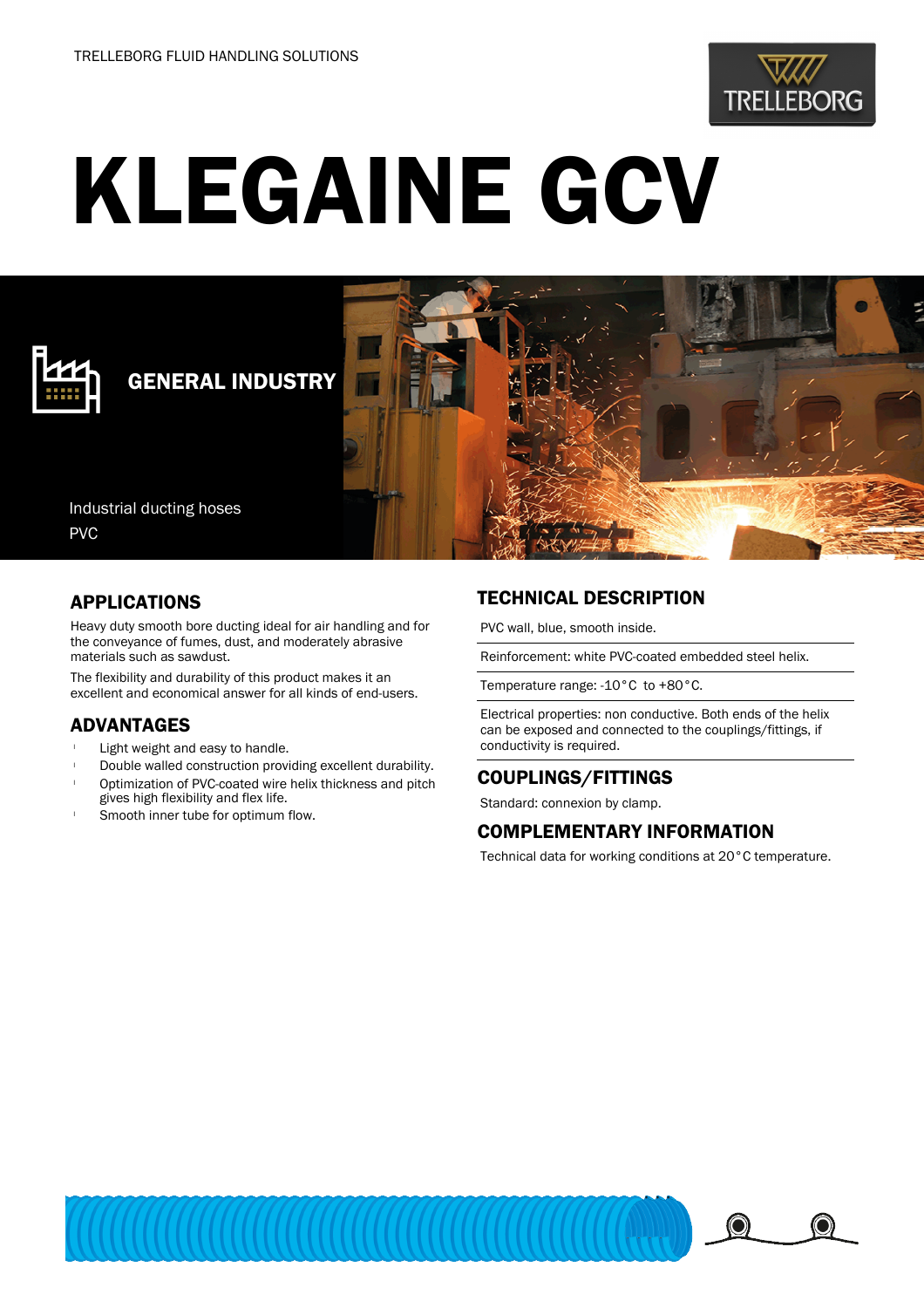TRELLEBORG FLUID HANDLING SOLUTIONS

# KLEGAINE GCV

## GENERAL INDUSTRY

Industrial ducting hoses
PVC

## APPLICATIONS

Heavy duty smooth bore ducting ideal for air handling and for the conveyance of fumes, dust, and moderately abrasive materials such as sawdust.

The flexibility and durability of this product makes it an excellent and economical answer for all kinds of end-users.

## ADVANTAGES

- Light weight and easy to handle.
- Double walled construction providing excellent durability.
- Optimization of PVC-coated wire helix thickness and pitch gives high flexibility and flex life.
- Smooth inner tube for optimum flow.

## TECHNICAL DESCRIPTION

PVC wall, blue, smooth inside.

Reinforcement: white PVC-coated embedded steel helix.

Temperature range: -10°C to +80°C.

Electrical properties: non conductive. Both ends of the helix can be exposed and connected to the couplings/fittings, if conductivity is required.

## COUPLINGS/FITTINGS

Standard: connexion by clamp.

## COMPLEMENTARY INFORMATION

Technical data for working conditions at 20°C temperature.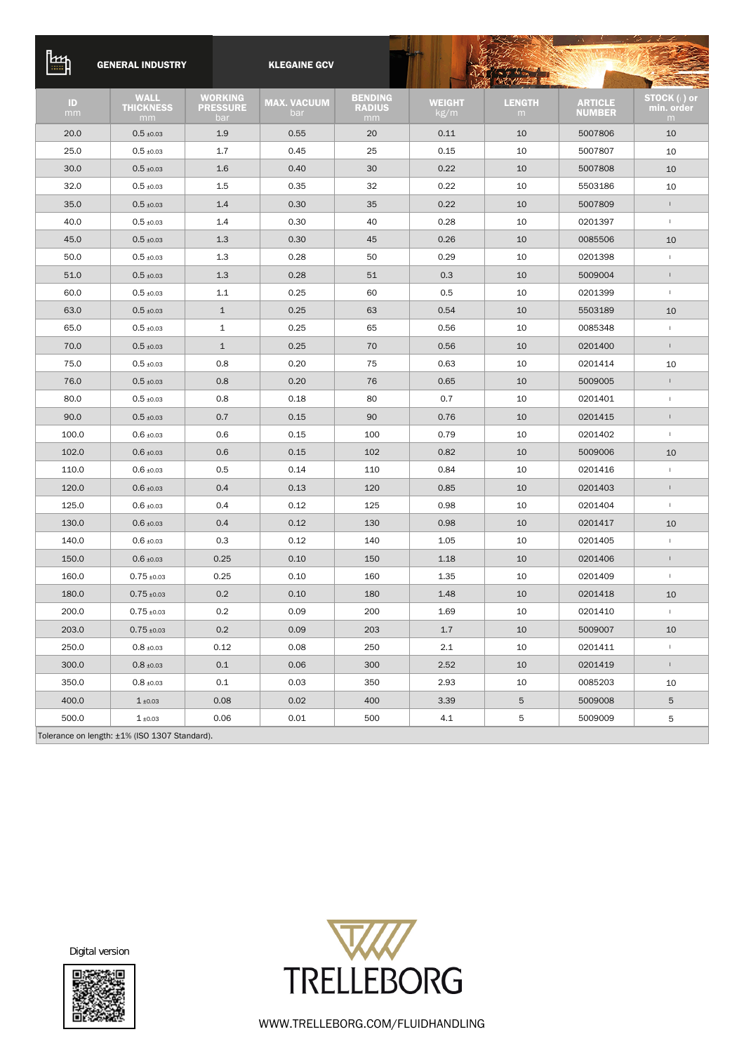GENERAL INDUSTRY

KLEGAINE GCV

| ID mm | WALL THICKNESS mm | WORKING PRESSURE bar | MAX. VACUUM bar | BENDING RADIUS mm | WEIGHT kg/m | LENGTH m | ARTICLE NUMBER | STOCK (ı) or min. order m |
|---|---|---|---|---|---|---|---|---|
| 20.0 | 0.5 ±0.03 | 1.9 | 0.55 | 20 | 0.11 | 10 | 5007806 | 10 |
| 25.0 | 0.5 ±0.03 | 1.7 | 0.45 | 25 | 0.15 | 10 | 5007807 | 10 |
| 30.0 | 0.5 ±0.03 | 1.6 | 0.40 | 30 | 0.22 | 10 | 5007808 | 10 |
| 32.0 | 0.5 ±0.03 | 1.5 | 0.35 | 32 | 0.22 | 10 | 5503186 | 10 |
| 35.0 | 0.5 ±0.03 | 1.4 | 0.30 | 35 | 0.22 | 10 | 5007809 | ı |
| 40.0 | 0.5 ±0.03 | 1.4 | 0.30 | 40 | 0.28 | 10 | 0201397 | ı |
| 45.0 | 0.5 ±0.03 | 1.3 | 0.30 | 45 | 0.26 | 10 | 0085506 | 10 |
| 50.0 | 0.5 ±0.03 | 1.3 | 0.28 | 50 | 0.29 | 10 | 0201398 | ı |
| 51.0 | 0.5 ±0.03 | 1.3 | 0.28 | 51 | 0.3 | 10 | 5009004 | ı |
| 60.0 | 0.5 ±0.03 | 1.1 | 0.25 | 60 | 0.5 | 10 | 0201399 | ı |
| 63.0 | 0.5 ±0.03 | 1 | 0.25 | 63 | 0.54 | 10 | 5503189 | 10 |
| 65.0 | 0.5 ±0.03 | 1 | 0.25 | 65 | 0.56 | 10 | 0085348 | ı |
| 70.0 | 0.5 ±0.03 | 1 | 0.25 | 70 | 0.56 | 10 | 0201400 | ı |
| 75.0 | 0.5 ±0.03 | 0.8 | 0.20 | 75 | 0.63 | 10 | 0201414 | 10 |
| 76.0 | 0.5 ±0.03 | 0.8 | 0.20 | 76 | 0.65 | 10 | 5009005 | ı |
| 80.0 | 0.5 ±0.03 | 0.8 | 0.18 | 80 | 0.7 | 10 | 0201401 | ı |
| 90.0 | 0.5 ±0.03 | 0.7 | 0.15 | 90 | 0.76 | 10 | 0201415 | ı |
| 100.0 | 0.6 ±0.03 | 0.6 | 0.15 | 100 | 0.79 | 10 | 0201402 | ı |
| 102.0 | 0.6 ±0.03 | 0.6 | 0.15 | 102 | 0.82 | 10 | 5009006 | 10 |
| 110.0 | 0.6 ±0.03 | 0.5 | 0.14 | 110 | 0.84 | 10 | 0201416 | ı |
| 120.0 | 0.6 ±0.03 | 0.4 | 0.13 | 120 | 0.85 | 10 | 0201403 | ı |
| 125.0 | 0.6 ±0.03 | 0.4 | 0.12 | 125 | 0.98 | 10 | 0201404 | ı |
| 130.0 | 0.6 ±0.03 | 0.4 | 0.12 | 130 | 0.98 | 10 | 0201417 | 10 |
| 140.0 | 0.6 ±0.03 | 0.3 | 0.12 | 140 | 1.05 | 10 | 0201405 | ı |
| 150.0 | 0.6 ±0.03 | 0.25 | 0.10 | 150 | 1.18 | 10 | 0201406 | ı |
| 160.0 | 0.75 ±0.03 | 0.25 | 0.10 | 160 | 1.35 | 10 | 0201409 | ı |
| 180.0 | 0.75 ±0.03 | 0.2 | 0.10 | 180 | 1.48 | 10 | 0201418 | 10 |
| 200.0 | 0.75 ±0.03 | 0.2 | 0.09 | 200 | 1.69 | 10 | 0201410 | ı |
| 203.0 | 0.75 ±0.03 | 0.2 | 0.09 | 203 | 1.7 | 10 | 5009007 | 10 |
| 250.0 | 0.8 ±0.03 | 0.12 | 0.08 | 250 | 2.1 | 10 | 0201411 | ı |
| 300.0 | 0.8 ±0.03 | 0.1 | 0.06 | 300 | 2.52 | 10 | 0201419 | ı |
| 350.0 | 0.8 ±0.03 | 0.1 | 0.03 | 350 | 2.93 | 10 | 0085203 | 10 |
| 400.0 | 1 ±0.03 | 0.08 | 0.02 | 400 | 3.39 | 5 | 5009008 | 5 |
| 500.0 | 1 ±0.03 | 0.06 | 0.01 | 500 | 4.1 | 5 | 5009009 | 5 |

Tolerance on length: ±1% (ISO 1307 Standard).

Digital version

TRELLEBORG

WWW.TRELLEBORG.COM/FLUIDHANDLING